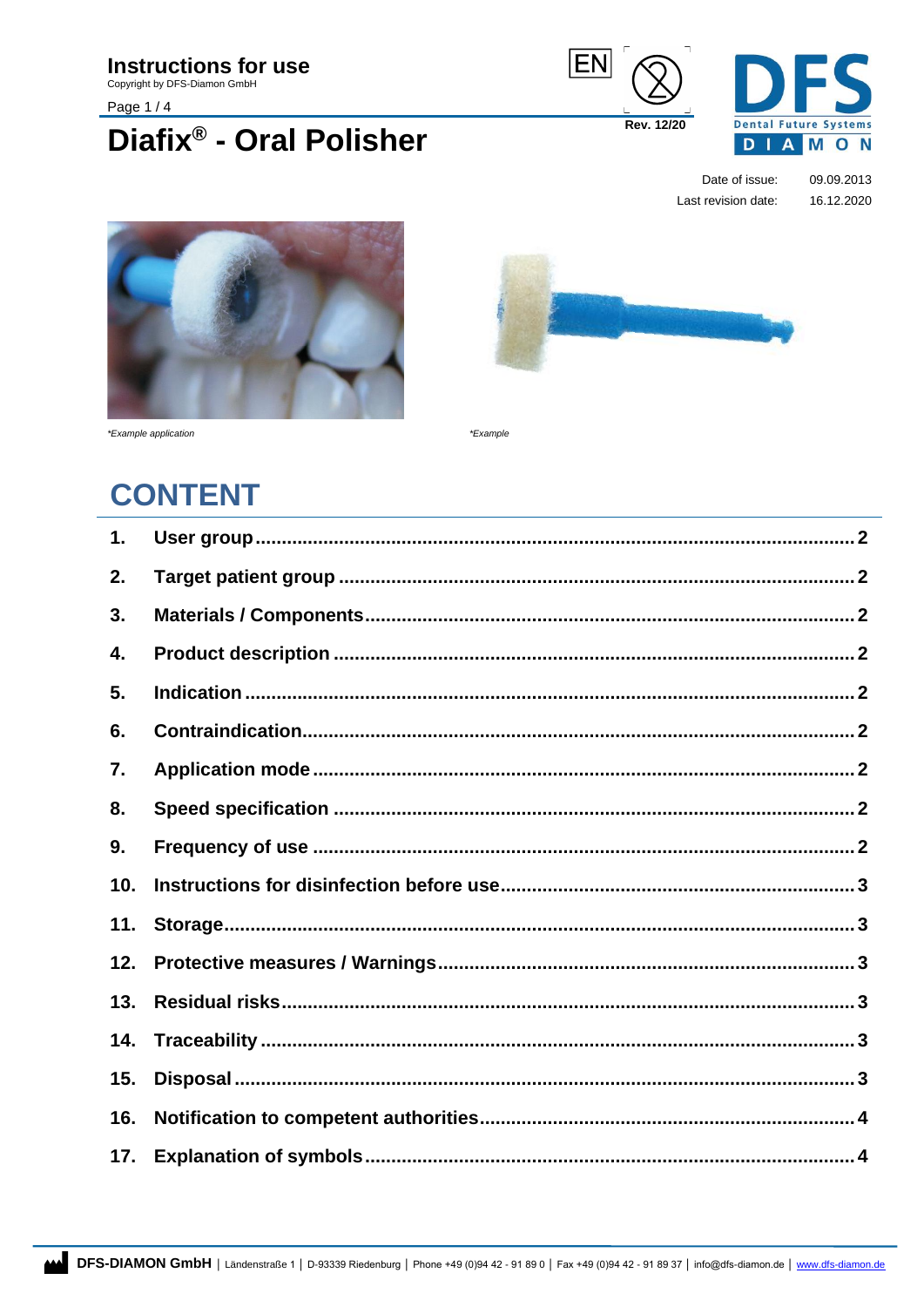# Instructions for use

Copyright by DFS-Diamon GmbH

EN

Rev. 12/20

# Diafix® - Oral Polisher

Date of issue: 09.09.2013

Last revision date: 16.12.2020

*Example application

*Example

## CONTENT

| | | |
|---|---|---|
| 1. | User group | 2 |
| 2. | Target patient group | 2 |
| 3. | Materials / Components | 2 |
| 4. | Product description | 2 |
| 5. | Indication | 2 |
| 6. | Contraindication | 2 |
| 7. | Application mode | 2 |
| 8. | Speed specification | 2 |
| 9. | Frequency of use | 2 |
| 10. | Instructions for disinfection before use | 3 |
| 11. | Storage | 3 |
| 12. | Protective measures / Warnings | 3 |
| 13. | Residual risks | 3 |
| 14. | Traceability | 3 |
| 15. | Disposal | 3 |
| 16. | Notification to competent authorities | 4 |
| 17. | Explanation of symbols | 4 |

**DFS-DIAMON GmbH** | Ländenstraße 1 | D-93339 Riedenburg | Phone +49 (0)94 42 - 91 89 0 | Fax +49 (0)94 42 - 91 89 37 | info@dfs-diamon.de | www.dfs-diamon.de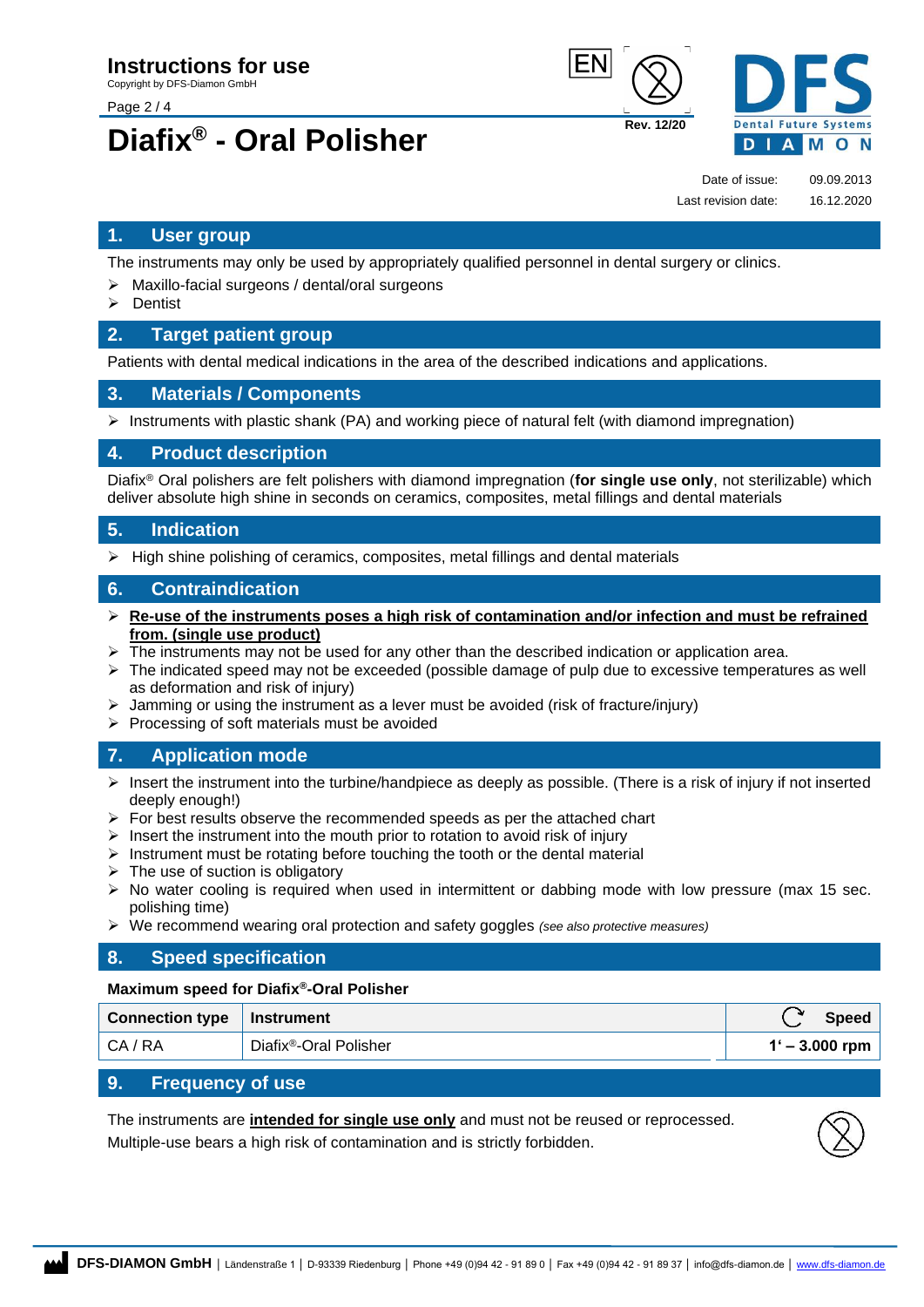# Instructions for use

Copyright by DFS-Diamon GmbH

# Diafix® - Oral Polisher

Rev. 12/20

Date of issue: 09.09.2013
Last revision date: 16.12.2020

## 1. User group

The instruments may only be used by appropriately qualified personnel in dental surgery or clinics.

- Maxillo-facial surgeons / dental/oral surgeons
- Dentist

## 2. Target patient group

Patients with dental medical indications in the area of the described indications and applications.

## 3. Materials / Components

- Instruments with plastic shank (PA) and working piece of natural felt (with diamond impregnation)

## 4. Product description

Diafix® Oral polishers are felt polishers with diamond impregnation (**for single use only**, not sterilizable) which deliver absolute high shine in seconds on ceramics, composites, metal fillings and dental materials

## 5. Indication

- High shine polishing of ceramics, composites, metal fillings and dental materials

## 6. Contraindication

- **Re-use of the instruments poses a high risk of contamination and/or infection and must be refrained from. (single use product)**
- The instruments may not be used for any other than the described indication or application area.
- The indicated speed may not be exceeded (possible damage of pulp due to excessive temperatures as well as deformation and risk of injury)
- Jamming or using the instrument as a lever must be avoided (risk of fracture/injury)
- Processing of soft materials must be avoided

## 7. Application mode

- Insert the instrument into the turbine/handpiece as deeply as possible. (There is a risk of injury if not inserted deeply enough!)
- For best results observe the recommended speeds as per the attached chart
- Insert the instrument into the mouth prior to rotation to avoid risk of injury
- Instrument must be rotating before touching the tooth or the dental material
- The use of suction is obligatory
- No water cooling is required when used in intermittent or dabbing mode with low pressure (max 15 sec. polishing time)
- We recommend wearing oral protection and safety goggles *(see also protective measures)*

## 8. Speed specification

**Maximum speed for Diafix®-Oral Polisher**

| Connection type | Instrument | Speed |
|---|---|---|
| CA / RA | Diafix®-Oral Polisher | **1' – 3.000 rpm** |

## 9. Frequency of use

The instruments are **intended for single use only** and must not be reused or reprocessed.
Multiple-use bears a high risk of contamination and is strictly forbidden.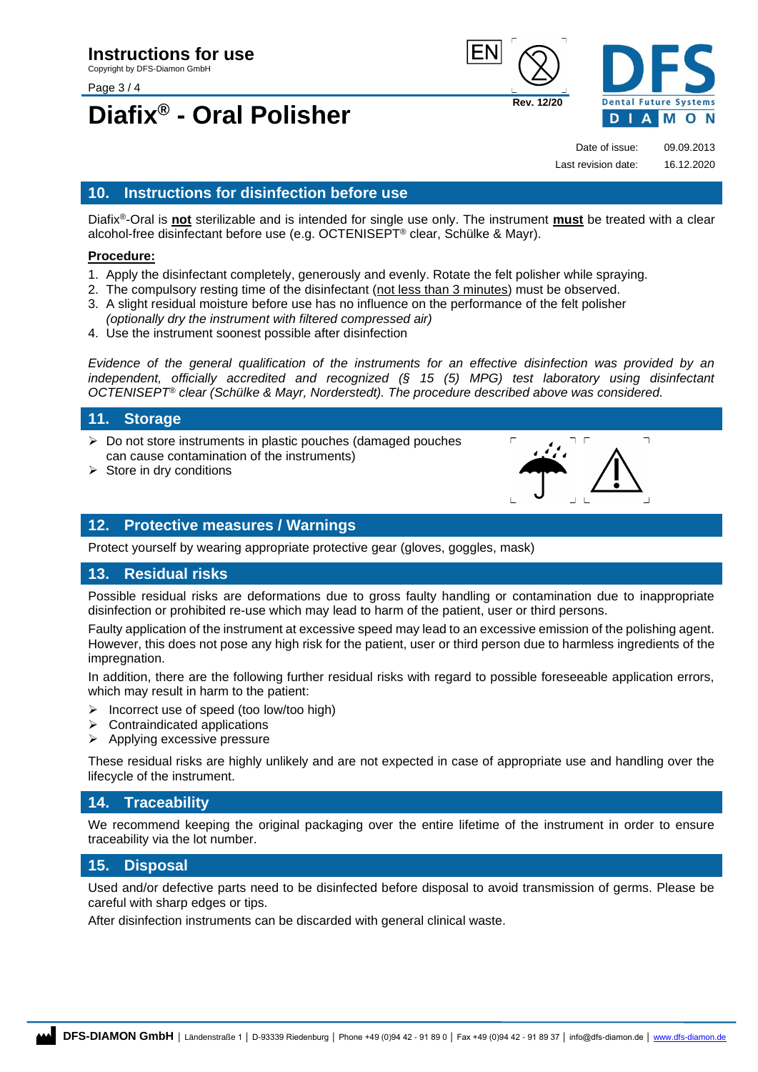## 10. Instructions for disinfection before use

Diafix®-Oral is **not** sterilizable and is intended for single use only. The instrument **must** be treated with a clear alcohol-free disinfectant before use (e.g. OCTENISEPT® clear, Schülke & Mayr).

**Procedure:**

1. Apply the disinfectant completely, generously and evenly. Rotate the felt polisher while spraying.
2. The compulsory resting time of the disinfectant (not less than 3 minutes) must be observed.
3. A slight residual moisture before use has no influence on the performance of the felt polisher *(optionally dry the instrument with filtered compressed air)*
4. Use the instrument soonest possible after disinfection

*Evidence of the general qualification of the instruments for an effective disinfection was provided by an independent, officially accredited and recognized (§ 15 (5) MPG) test laboratory using disinfectant OCTENISEPT® clear (Schülke & Mayr, Norderstedt). The procedure described above was considered.*

## 11. Storage

- Do not store instruments in plastic pouches (damaged pouches can cause contamination of the instruments)
- Store in dry conditions

## 12. Protective measures / Warnings

Protect yourself by wearing appropriate protective gear (gloves, goggles, mask)

## 13. Residual risks

Possible residual risks are deformations due to gross faulty handling or contamination due to inappropriate disinfection or prohibited re-use which may lead to harm of the patient, user or third persons.

Faulty application of the instrument at excessive speed may lead to an excessive emission of the polishing agent. However, this does not pose any high risk for the patient, user or third person due to harmless ingredients of the impregnation.

In addition, there are the following further residual risks with regard to possible foreseeable application errors, which may result in harm to the patient:

- Incorrect use of speed (too low/too high)
- Contraindicated applications
- Applying excessive pressure

These residual risks are highly unlikely and are not expected in case of appropriate use and handling over the lifecycle of the instrument.

## 14. Traceability

We recommend keeping the original packaging over the entire lifetime of the instrument in order to ensure traceability via the lot number.

## 15. Disposal

Used and/or defective parts need to be disinfected before disposal to avoid transmission of germs. Please be careful with sharp edges or tips.

After disinfection instruments can be discarded with general clinical waste.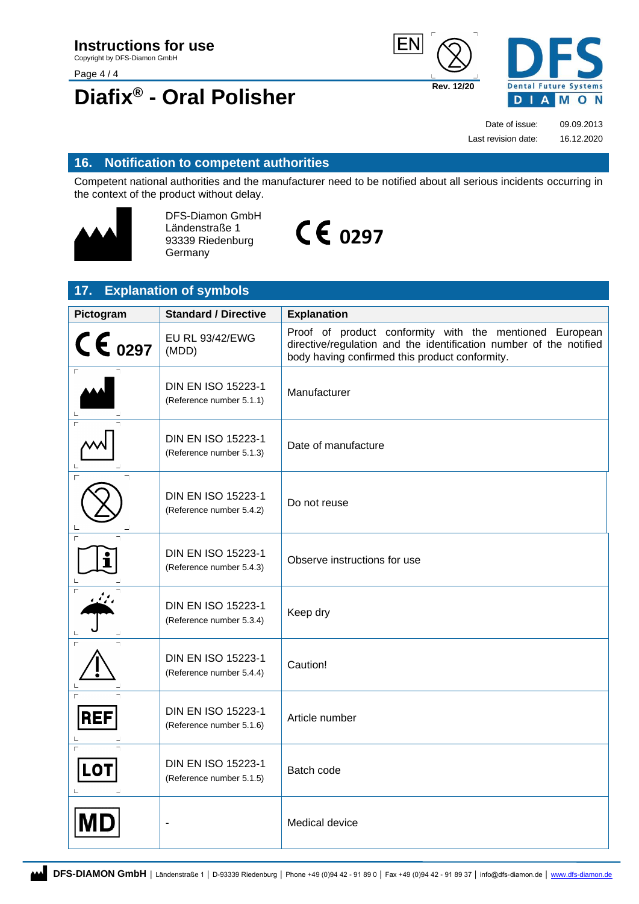## 16. Notification to competent authorities

Competent national authorities and the manufacturer need to be notified about all serious incidents occurring in the context of the product without delay.

DFS-Diamon GmbH
Ländenstraße 1
93339 Riedenburg
Germany

CE 0297

## 17. Explanation of symbols

| Pictogram | Standard / Directive | Explanation |
|---|---|---|
| CE 0297 | EU RL 93/42/EWG (MDD) | Proof of product conformity with the mentioned European directive/regulation and the identification number of the notified body having confirmed this product conformity. |
| | DIN EN ISO 15223-1 (Reference number 5.1.1) | Manufacturer |
| | DIN EN ISO 15223-1 (Reference number 5.1.3) | Date of manufacture |
| | DIN EN ISO 15223-1 (Reference number 5.4.2) | Do not reuse |
| | DIN EN ISO 15223-1 (Reference number 5.4.3) | Observe instructions for use |
| | DIN EN ISO 15223-1 (Reference number 5.3.4) | Keep dry |
| | DIN EN ISO 15223-1 (Reference number 5.4.4) | Caution! |
| REF | DIN EN ISO 15223-1 (Reference number 5.1.6) | Article number |
| LOT | DIN EN ISO 15223-1 (Reference number 5.1.5) | Batch code |
| MD | - | Medical device |